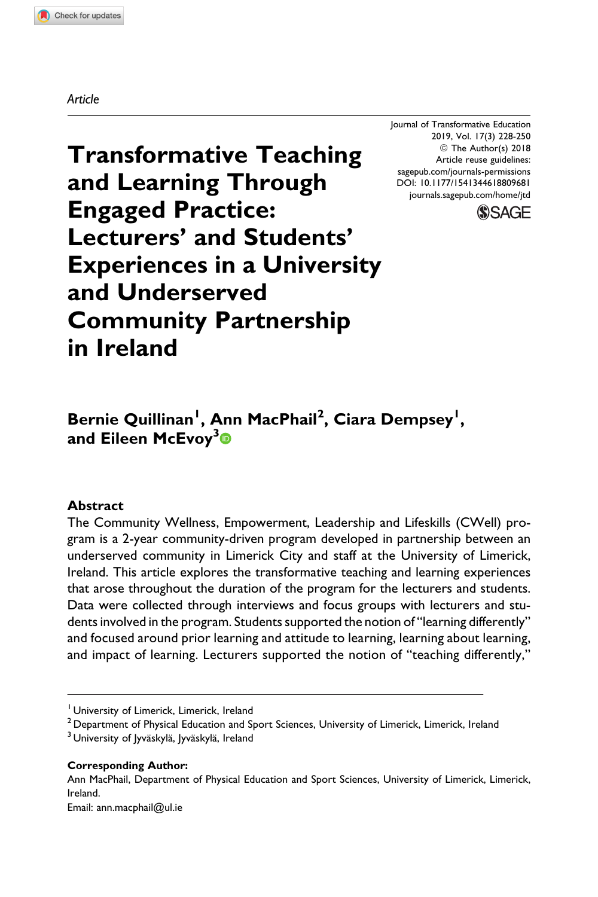*Article*

# Transformative Teaching and Learning Through Engaged Practice: Lecturers' and Students' Experiences in a University and Underserved Community Partnership in Ireland

**Bernie Quillinan[1], Ann MacPhail[2], Ciara Dempsey[1], and Eileen McEvoy[3]**

## Abstract

The Community Wellness, Empowerment, Leadership and Lifeskills (CWell) program is a 2-year community-driven program developed in partnership between an underserved community in Limerick City and staff at the University of Limerick, Ireland. This article explores the transformative teaching and learning experiences that arose throughout the duration of the program for the lecturers and students. Data were collected through interviews and focus groups with lecturers and students involved in the program. Students supported the notion of "learning differently" and focused around prior learning and attitude to learning, learning about learning, and impact of learning. Lecturers supported the notion of "teaching differently,"

---

[1] University of Limerick, Limerick, Ireland
[2] Department of Physical Education and Sport Sciences, University of Limerick, Limerick, Ireland
[3] University of Jyväskylä, Jyväskylä, Ireland

**Corresponding Author:**
Ann MacPhail, Department of Physical Education and Sport Sciences, University of Limerick, Limerick, Ireland.
Email: ann.macphail@ul.ie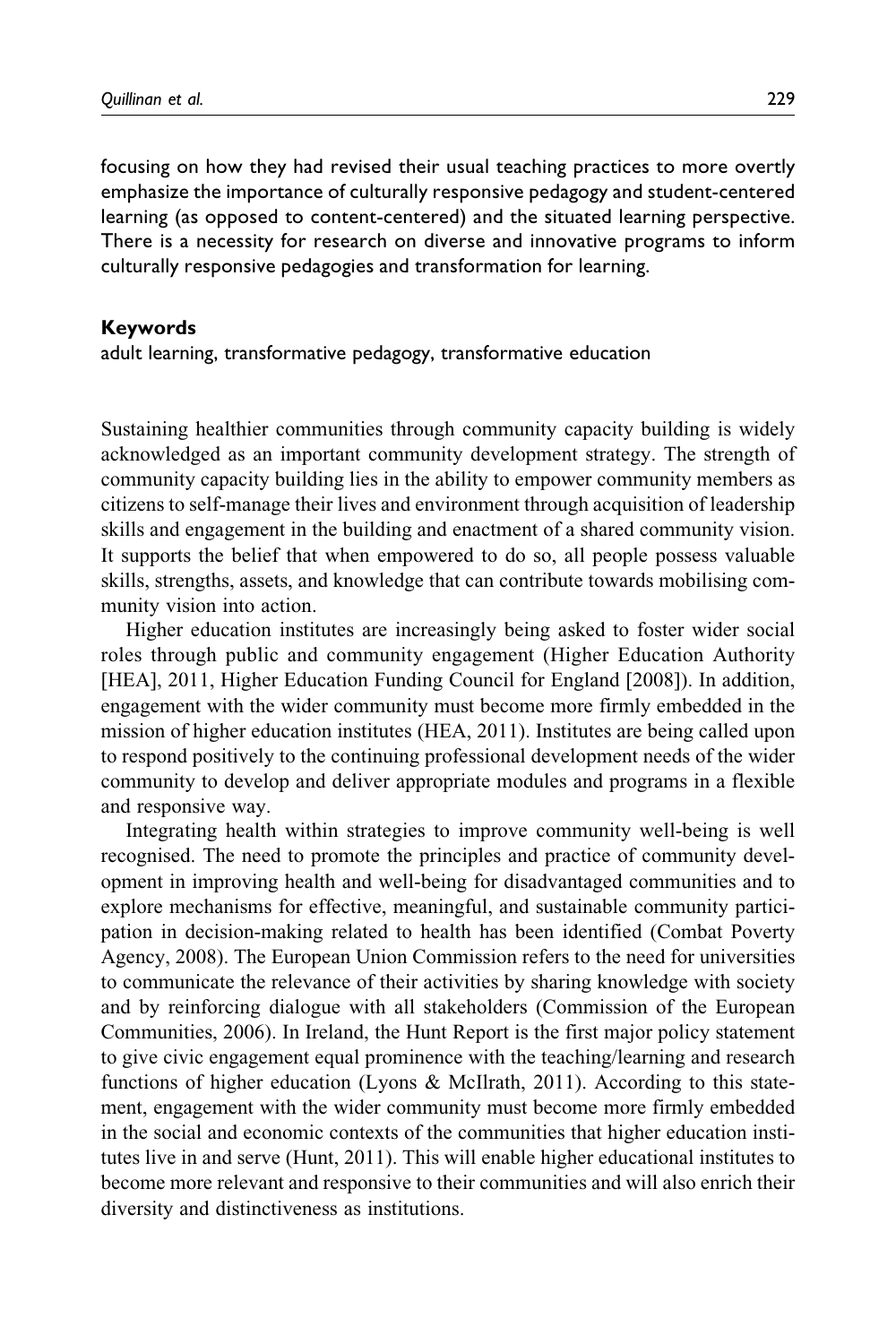focusing on how they had revised their usual teaching practices to more overtly emphasize the importance of culturally responsive pedagogy and student-centered learning (as opposed to content-centered) and the situated learning perspective. There is a necessity for research on diverse and innovative programs to inform culturally responsive pedagogies and transformation for learning.

### Keywords

adult learning, transformative pedagogy, transformative education

Sustaining healthier communities through community capacity building is widely acknowledged as an important community development strategy. The strength of community capacity building lies in the ability to empower community members as citizens to self-manage their lives and environment through acquisition of leadership skills and engagement in the building and enactment of a shared community vision. It supports the belief that when empowered to do so, all people possess valuable skills, strengths, assets, and knowledge that can contribute towards mobilising community vision into action.

Higher education institutes are increasingly being asked to foster wider social roles through public and community engagement (Higher Education Authority [HEA], 2011, Higher Education Funding Council for England [2008]). In addition, engagement with the wider community must become more firmly embedded in the mission of higher education institutes (HEA, 2011). Institutes are being called upon to respond positively to the continuing professional development needs of the wider community to develop and deliver appropriate modules and programs in a flexible and responsive way.

Integrating health within strategies to improve community well-being is well recognised. The need to promote the principles and practice of community development in improving health and well-being for disadvantaged communities and to explore mechanisms for effective, meaningful, and sustainable community participation in decision-making related to health has been identified (Combat Poverty Agency, 2008). The European Union Commission refers to the need for universities to communicate the relevance of their activities by sharing knowledge with society and by reinforcing dialogue with all stakeholders (Commission of the European Communities, 2006). In Ireland, the Hunt Report is the first major policy statement to give civic engagement equal prominence with the teaching/learning and research functions of higher education (Lyons & McIlrath, 2011). According to this statement, engagement with the wider community must become more firmly embedded in the social and economic contexts of the communities that higher education institutes live in and serve (Hunt, 2011). This will enable higher educational institutes to become more relevant and responsive to their communities and will also enrich their diversity and distinctiveness as institutions.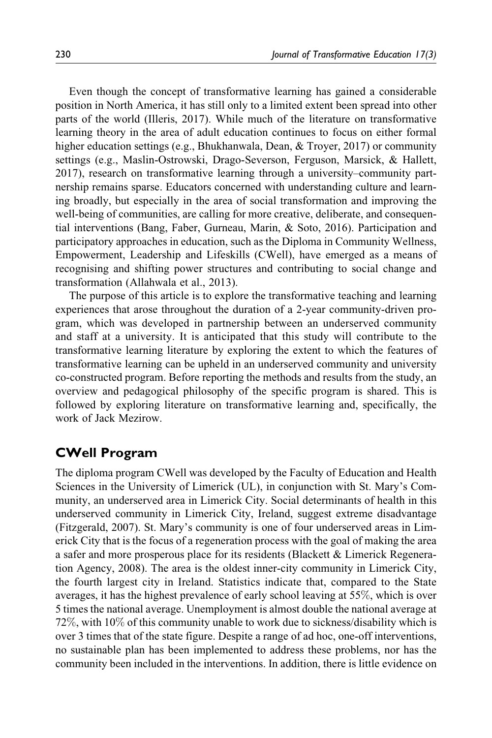Even though the concept of transformative learning has gained a considerable position in North America, it has still only to a limited extent been spread into other parts of the world (Illeris, 2017). While much of the literature on transformative learning theory in the area of adult education continues to focus on either formal higher education settings (e.g., Bhukhanwala, Dean, & Troyer, 2017) or community settings (e.g., Maslin-Ostrowski, Drago-Severson, Ferguson, Marsick, & Hallett, 2017), research on transformative learning through a university–community partnership remains sparse. Educators concerned with understanding culture and learning broadly, but especially in the area of social transformation and improving the well-being of communities, are calling for more creative, deliberate, and consequential interventions (Bang, Faber, Gurneau, Marin, & Soto, 2016). Participation and participatory approaches in education, such as the Diploma in Community Wellness, Empowerment, Leadership and Lifeskills (CWell), have emerged as a means of recognising and shifting power structures and contributing to social change and transformation (Allahwala et al., 2013).

The purpose of this article is to explore the transformative teaching and learning experiences that arose throughout the duration of a 2-year community-driven program, which was developed in partnership between an underserved community and staff at a university. It is anticipated that this study will contribute to the transformative learning literature by exploring the extent to which the features of transformative learning can be upheld in an underserved community and university co-constructed program. Before reporting the methods and results from the study, an overview and pedagogical philosophy of the specific program is shared. This is followed by exploring literature on transformative learning and, specifically, the work of Jack Mezirow.

## CWell Program

The diploma program CWell was developed by the Faculty of Education and Health Sciences in the University of Limerick (UL), in conjunction with St. Mary's Community, an underserved area in Limerick City. Social determinants of health in this underserved community in Limerick City, Ireland, suggest extreme disadvantage (Fitzgerald, 2007). St. Mary's community is one of four underserved areas in Limerick City that is the focus of a regeneration process with the goal of making the area a safer and more prosperous place for its residents (Blackett & Limerick Regeneration Agency, 2008). The area is the oldest inner-city community in Limerick City, the fourth largest city in Ireland. Statistics indicate that, compared to the State averages, it has the highest prevalence of early school leaving at 55%, which is over 5 times the national average. Unemployment is almost double the national average at 72%, with 10% of this community unable to work due to sickness/disability which is over 3 times that of the state figure. Despite a range of ad hoc, one-off interventions, no sustainable plan has been implemented to address these problems, nor has the community been included in the interventions. In addition, there is little evidence on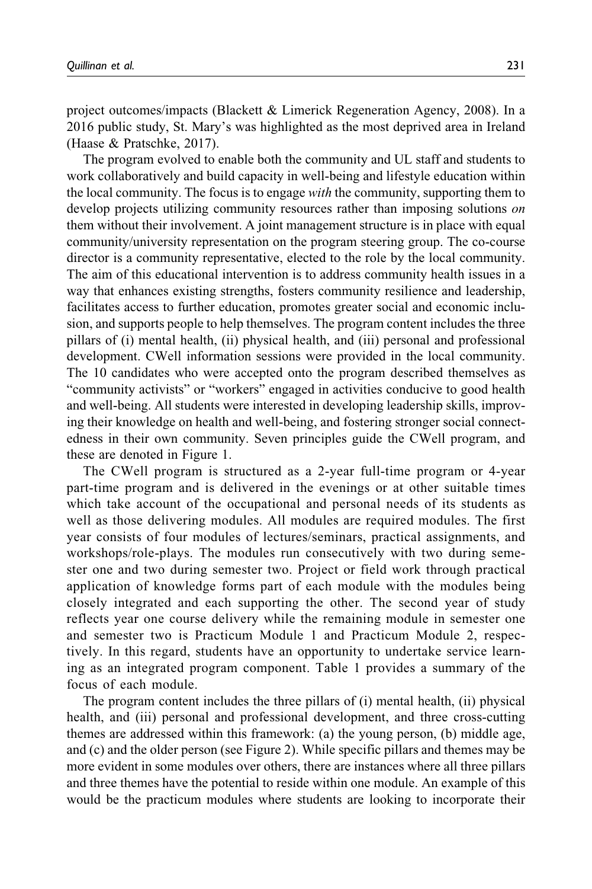project outcomes/impacts (Blackett & Limerick Regeneration Agency, 2008). In a 2016 public study, St. Mary's was highlighted as the most deprived area in Ireland (Haase & Pratschke, 2017).

The program evolved to enable both the community and UL staff and students to work collaboratively and build capacity in well-being and lifestyle education within the local community. The focus is to engage *with* the community, supporting them to develop projects utilizing community resources rather than imposing solutions *on* them without their involvement. A joint management structure is in place with equal community/university representation on the program steering group. The co-course director is a community representative, elected to the role by the local community. The aim of this educational intervention is to address community health issues in a way that enhances existing strengths, fosters community resilience and leadership, facilitates access to further education, promotes greater social and economic inclusion, and supports people to help themselves. The program content includes the three pillars of (i) mental health, (ii) physical health, and (iii) personal and professional development. CWell information sessions were provided in the local community. The 10 candidates who were accepted onto the program described themselves as "community activists" or "workers" engaged in activities conducive to good health and well-being. All students were interested in developing leadership skills, improving their knowledge on health and well-being, and fostering stronger social connectedness in their own community. Seven principles guide the CWell program, and these are denoted in Figure 1.

The CWell program is structured as a 2-year full-time program or 4-year part-time program and is delivered in the evenings or at other suitable times which take account of the occupational and personal needs of its students as well as those delivering modules. All modules are required modules. The first year consists of four modules of lectures/seminars, practical assignments, and workshops/role-plays. The modules run consecutively with two during semester one and two during semester two. Project or field work through practical application of knowledge forms part of each module with the modules being closely integrated and each supporting the other. The second year of study reflects year one course delivery while the remaining module in semester one and semester two is Practicum Module 1 and Practicum Module 2, respectively. In this regard, students have an opportunity to undertake service learning as an integrated program component. Table 1 provides a summary of the focus of each module.

The program content includes the three pillars of (i) mental health, (ii) physical health, and (iii) personal and professional development, and three cross-cutting themes are addressed within this framework: (a) the young person, (b) middle age, and (c) and the older person (see Figure 2). While specific pillars and themes may be more evident in some modules over others, there are instances where all three pillars and three themes have the potential to reside within one module. An example of this would be the practicum modules where students are looking to incorporate their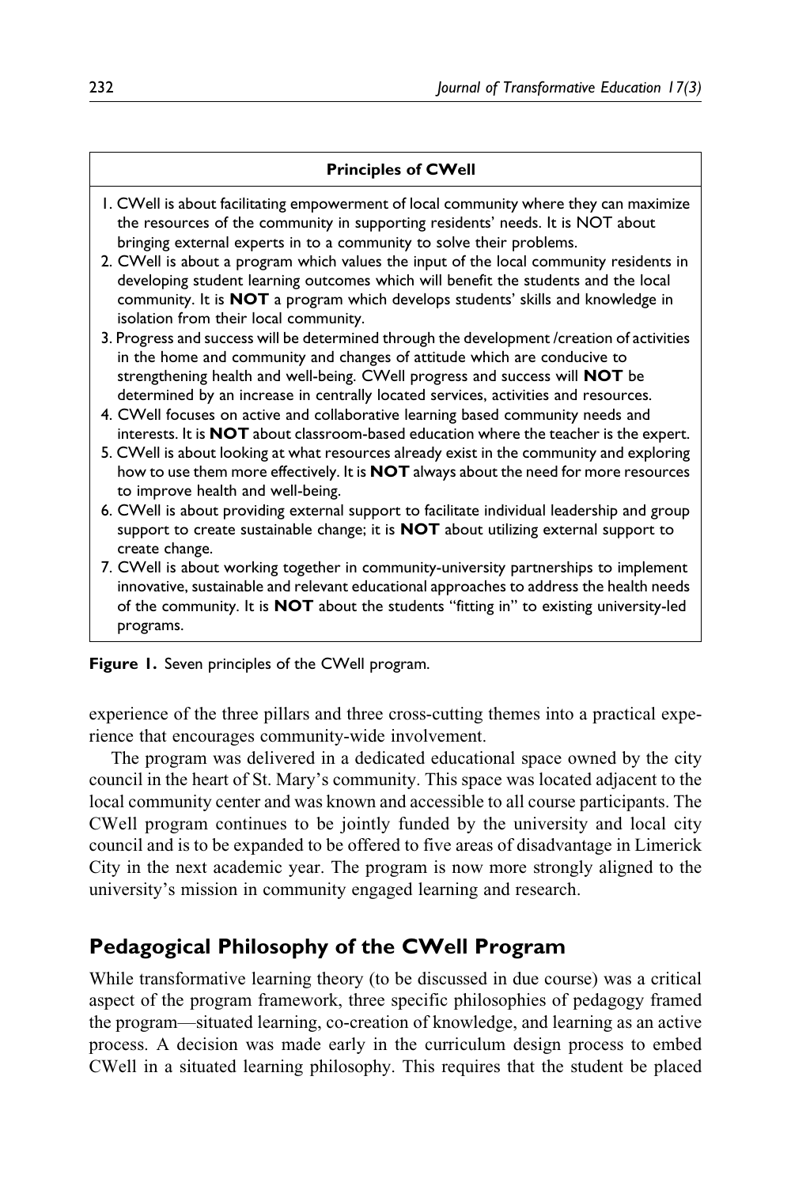**Principles of CWell**

1. CWell is about facilitating empowerment of local community where they can maximize the resources of the community in supporting residents' needs. It is NOT about bringing external experts in to a community to solve their problems.
2. CWell is about a program which values the input of the local community residents in developing student learning outcomes which will benefit the students and the local community. It is **NOT** a program which develops students' skills and knowledge in isolation from their local community.
3. Progress and success will be determined through the development /creation of activities in the home and community and changes of attitude which are conducive to strengthening health and well-being. CWell progress and success will **NOT** be determined by an increase in centrally located services, activities and resources.
4. CWell focuses on active and collaborative learning based community needs and interests. It is **NOT** about classroom-based education where the teacher is the expert.
5. CWell is about looking at what resources already exist in the community and exploring how to use them more effectively. It is **NOT** always about the need for more resources to improve health and well-being.
6. CWell is about providing external support to facilitate individual leadership and group support to create sustainable change; it is **NOT** about utilizing external support to create change.
7. CWell is about working together in community-university partnerships to implement innovative, sustainable and relevant educational approaches to address the health needs of the community. It is **NOT** about the students "fitting in" to existing university-led programs.

**Figure 1.** Seven principles of the CWell program.

experience of the three pillars and three cross-cutting themes into a practical experience that encourages community-wide involvement.

The program was delivered in a dedicated educational space owned by the city council in the heart of St. Mary's community. This space was located adjacent to the local community center and was known and accessible to all course participants. The CWell program continues to be jointly funded by the university and local city council and is to be expanded to be offered to five areas of disadvantage in Limerick City in the next academic year. The program is now more strongly aligned to the university's mission in community engaged learning and research.

## Pedagogical Philosophy of the CWell Program

While transformative learning theory (to be discussed in due course) was a critical aspect of the program framework, three specific philosophies of pedagogy framed the program—situated learning, co-creation of knowledge, and learning as an active process. A decision was made early in the curriculum design process to embed CWell in a situated learning philosophy. This requires that the student be placed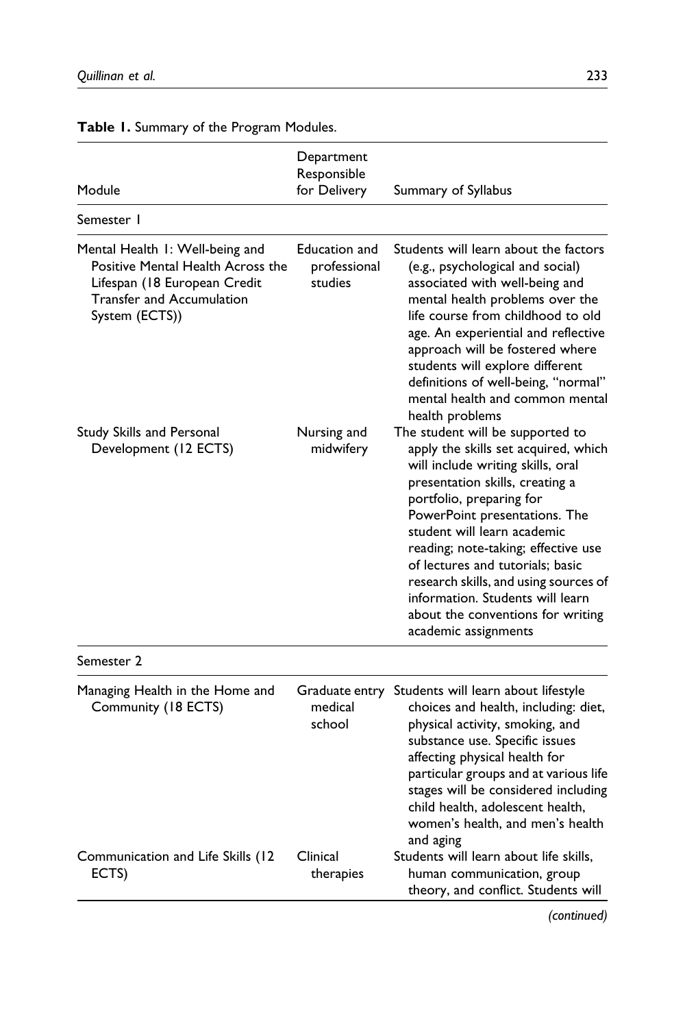**Table 1.** Summary of the Program Modules.

| Module | Department Responsible for Delivery | Summary of Syllabus |
|---|---|---|
| Semester 1 | | |
| Mental Health 1: Well-being and Positive Mental Health Across the Lifespan (18 European Credit Transfer and Accumulation System (ECTS)) | Education and professional studies | Students will learn about the factors (e.g., psychological and social) associated with well-being and mental health problems over the life course from childhood to old age. An experiential and reflective approach will be fostered where students will explore different definitions of well-being, "normal" mental health and common mental health problems |
| Study Skills and Personal Development (12 ECTS) | Nursing and midwifery | The student will be supported to apply the skills set acquired, which will include writing skills, oral presentation skills, creating a portfolio, preparing for PowerPoint presentations. The student will learn academic reading; note-taking; effective use of lectures and tutorials; basic research skills, and using sources of information. Students will learn about the conventions for writing academic assignments |
| Semester 2 | | |
| Managing Health in the Home and Community (18 ECTS) | Graduate entry medical school | Students will learn about lifestyle choices and health, including: diet, physical activity, smoking, and substance use. Specific issues affecting physical health for particular groups and at various life stages will be considered including child health, adolescent health, women's health, and men's health and aging |
| Communication and Life Skills (12 ECTS) | Clinical therapies | Students will learn about life skills, human communication, group theory, and conflict. Students will |

*(continued)*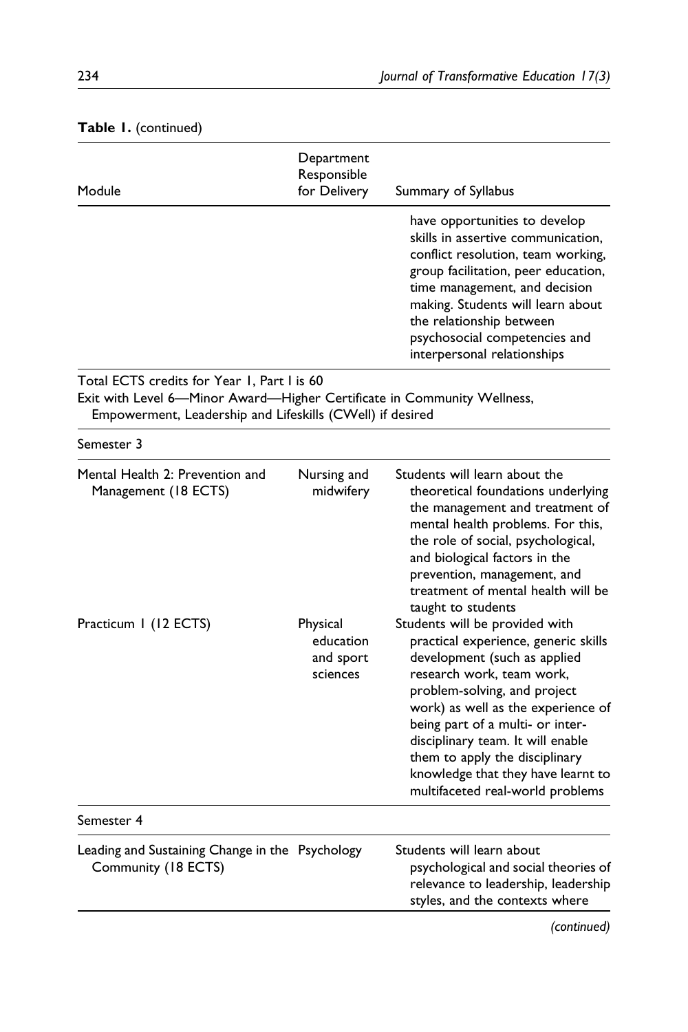**Table 1.** (continued)

| Module | Department Responsible for Delivery | Summary of Syllabus |
|---|---|---|
| | | have opportunities to develop skills in assertive communication, conflict resolution, team working, group facilitation, peer education, time management, and decision making. Students will learn about the relationship between psychosocial competencies and interpersonal relationships |
| Total ECTS credits for Year 1, Part I is 60<br>Exit with Level 6—Minor Award—Higher Certificate in Community Wellness, Empowerment, Leadership and Lifeskills (CWell) if desired | | |
| Semester 3 | | |
| Mental Health 2: Prevention and Management (18 ECTS) | Nursing and midwifery | Students will learn about the theoretical foundations underlying the management and treatment of mental health problems. For this, the role of social, psychological, and biological factors in the prevention, management, and treatment of mental health will be taught to students |
| Practicum 1 (12 ECTS) | Physical education and sport sciences | Students will be provided with practical experience, generic skills development (such as applied research work, team work, problem-solving, and project work) as well as the experience of being part of a multi- or inter-disciplinary team. It will enable them to apply the disciplinary knowledge that they have learnt to multifaceted real-world problems |
| Semester 4 | | |
| Leading and Sustaining Change in the Community (18 ECTS) | Psychology | Students will learn about psychological and social theories of relevance to leadership, leadership styles, and the contexts where |

(continued)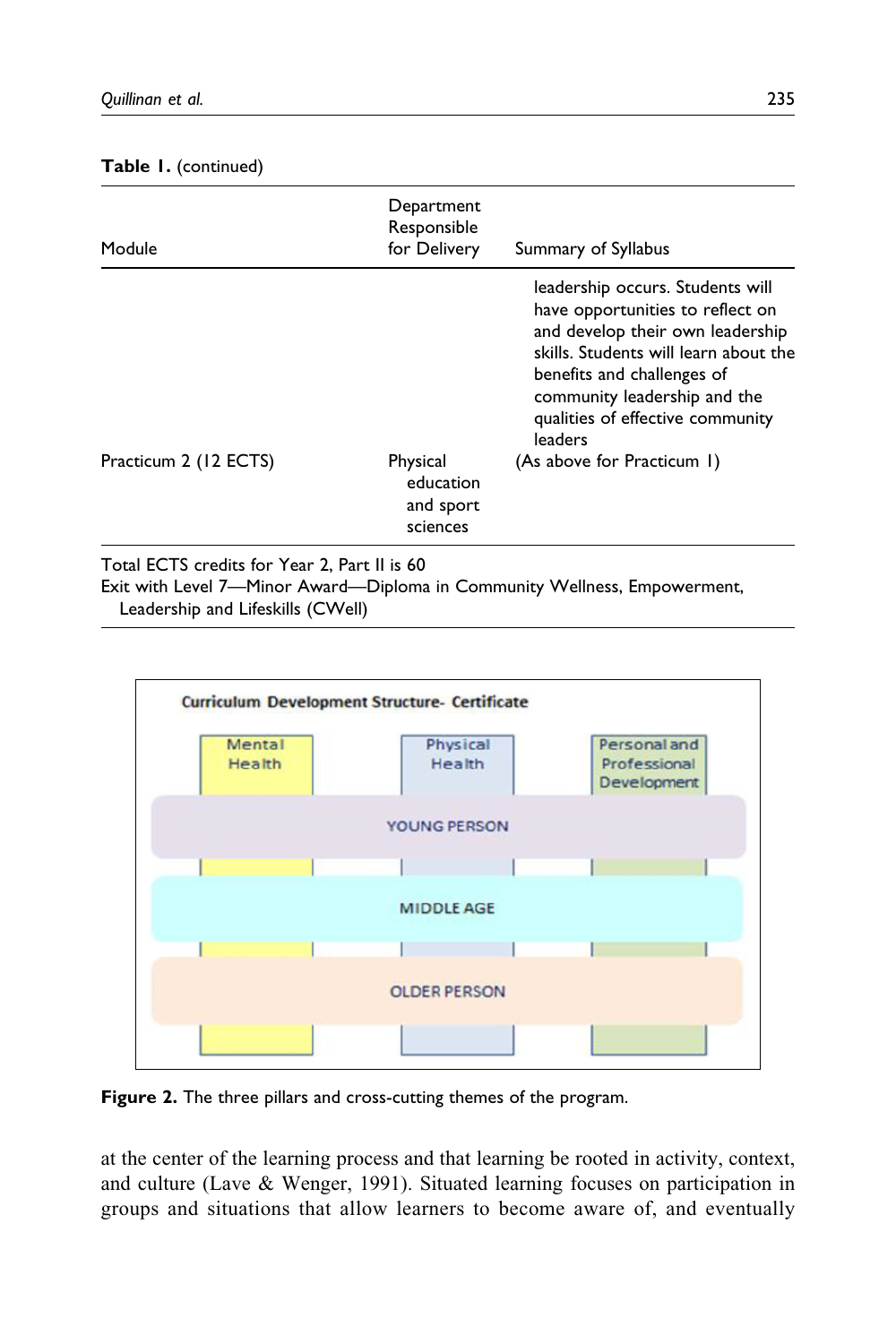**Table 1.** (continued)

| Module | Department Responsible for Delivery | Summary of Syllabus |
|---|---|---|
| | | leadership occurs. Students will have opportunities to reflect on and develop their own leadership skills. Students will learn about the benefits and challenges of community leadership and the qualities of effective community leaders |
| Practicum 2 (12 ECTS) | Physical education and sport sciences | (As above for Practicum 1) |

Total ECTS credits for Year 2, Part II is 60
Exit with Level 7—Minor Award—Diploma in Community Wellness, Empowerment, Leadership and Lifeskills (CWell)

**Figure 2.** The three pillars and cross-cutting themes of the program.

at the center of the learning process and that learning be rooted in activity, context, and culture (Lave & Wenger, 1991). Situated learning focuses on participation in groups and situations that allow learners to become aware of, and eventually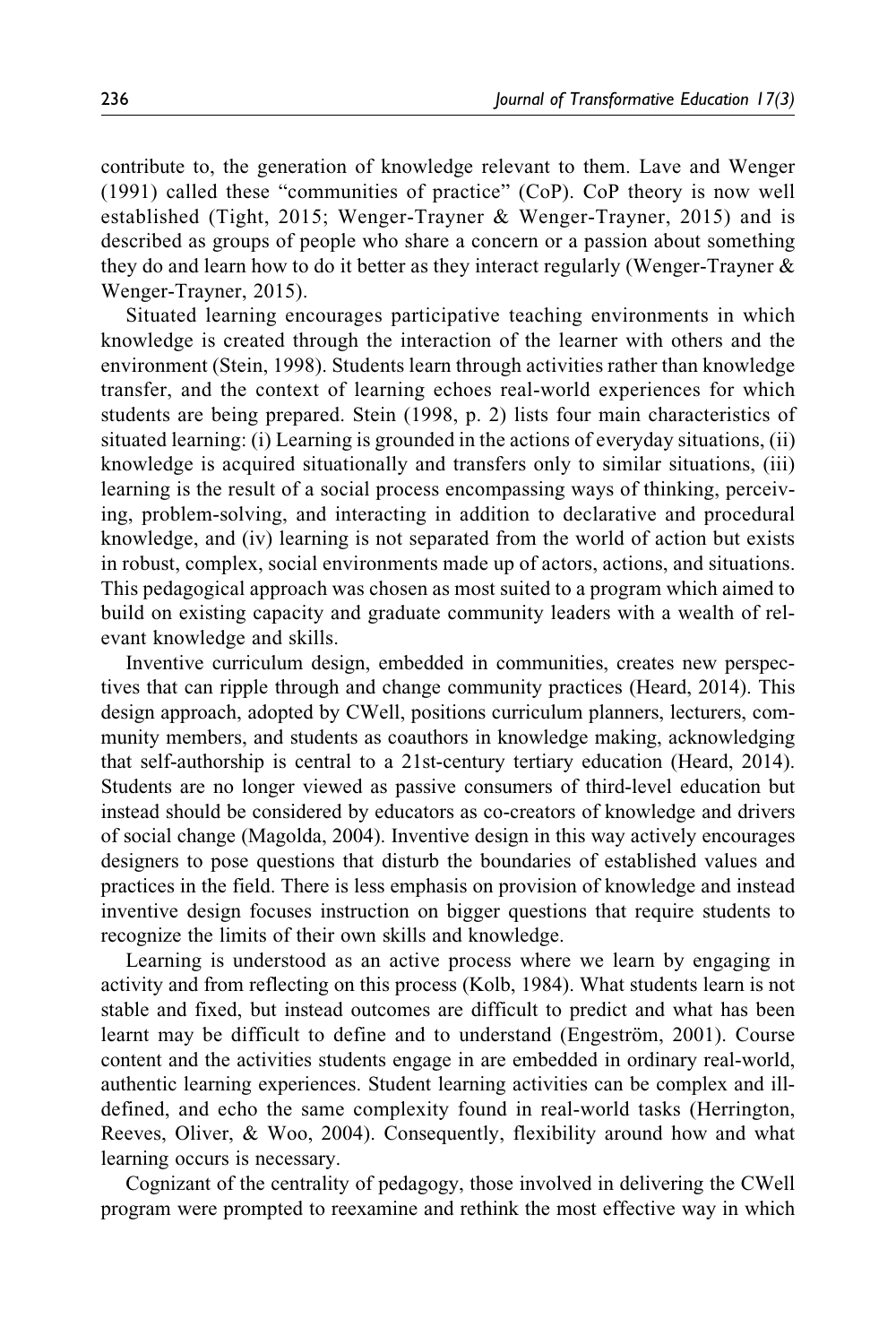contribute to, the generation of knowledge relevant to them. Lave and Wenger (1991) called these "communities of practice" (CoP). CoP theory is now well established (Tight, 2015; Wenger-Trayner & Wenger-Trayner, 2015) and is described as groups of people who share a concern or a passion about something they do and learn how to do it better as they interact regularly (Wenger-Trayner & Wenger-Trayner, 2015).

Situated learning encourages participative teaching environments in which knowledge is created through the interaction of the learner with others and the environment (Stein, 1998). Students learn through activities rather than knowledge transfer, and the context of learning echoes real-world experiences for which students are being prepared. Stein (1998, p. 2) lists four main characteristics of situated learning: (i) Learning is grounded in the actions of everyday situations, (ii) knowledge is acquired situationally and transfers only to similar situations, (iii) learning is the result of a social process encompassing ways of thinking, perceiving, problem-solving, and interacting in addition to declarative and procedural knowledge, and (iv) learning is not separated from the world of action but exists in robust, complex, social environments made up of actors, actions, and situations. This pedagogical approach was chosen as most suited to a program which aimed to build on existing capacity and graduate community leaders with a wealth of relevant knowledge and skills.

Inventive curriculum design, embedded in communities, creates new perspectives that can ripple through and change community practices (Heard, 2014). This design approach, adopted by CWell, positions curriculum planners, lecturers, community members, and students as coauthors in knowledge making, acknowledging that self-authorship is central to a 21st-century tertiary education (Heard, 2014). Students are no longer viewed as passive consumers of third-level education but instead should be considered by educators as co-creators of knowledge and drivers of social change (Magolda, 2004). Inventive design in this way actively encourages designers to pose questions that disturb the boundaries of established values and practices in the field. There is less emphasis on provision of knowledge and instead inventive design focuses instruction on bigger questions that require students to recognize the limits of their own skills and knowledge.

Learning is understood as an active process where we learn by engaging in activity and from reflecting on this process (Kolb, 1984). What students learn is not stable and fixed, but instead outcomes are difficult to predict and what has been learnt may be difficult to define and to understand (Engeström, 2001). Course content and the activities students engage in are embedded in ordinary real-world, authentic learning experiences. Student learning activities can be complex and ill-defined, and echo the same complexity found in real-world tasks (Herrington, Reeves, Oliver, & Woo, 2004). Consequently, flexibility around how and what learning occurs is necessary.

Cognizant of the centrality of pedagogy, those involved in delivering the CWell program were prompted to reexamine and rethink the most effective way in which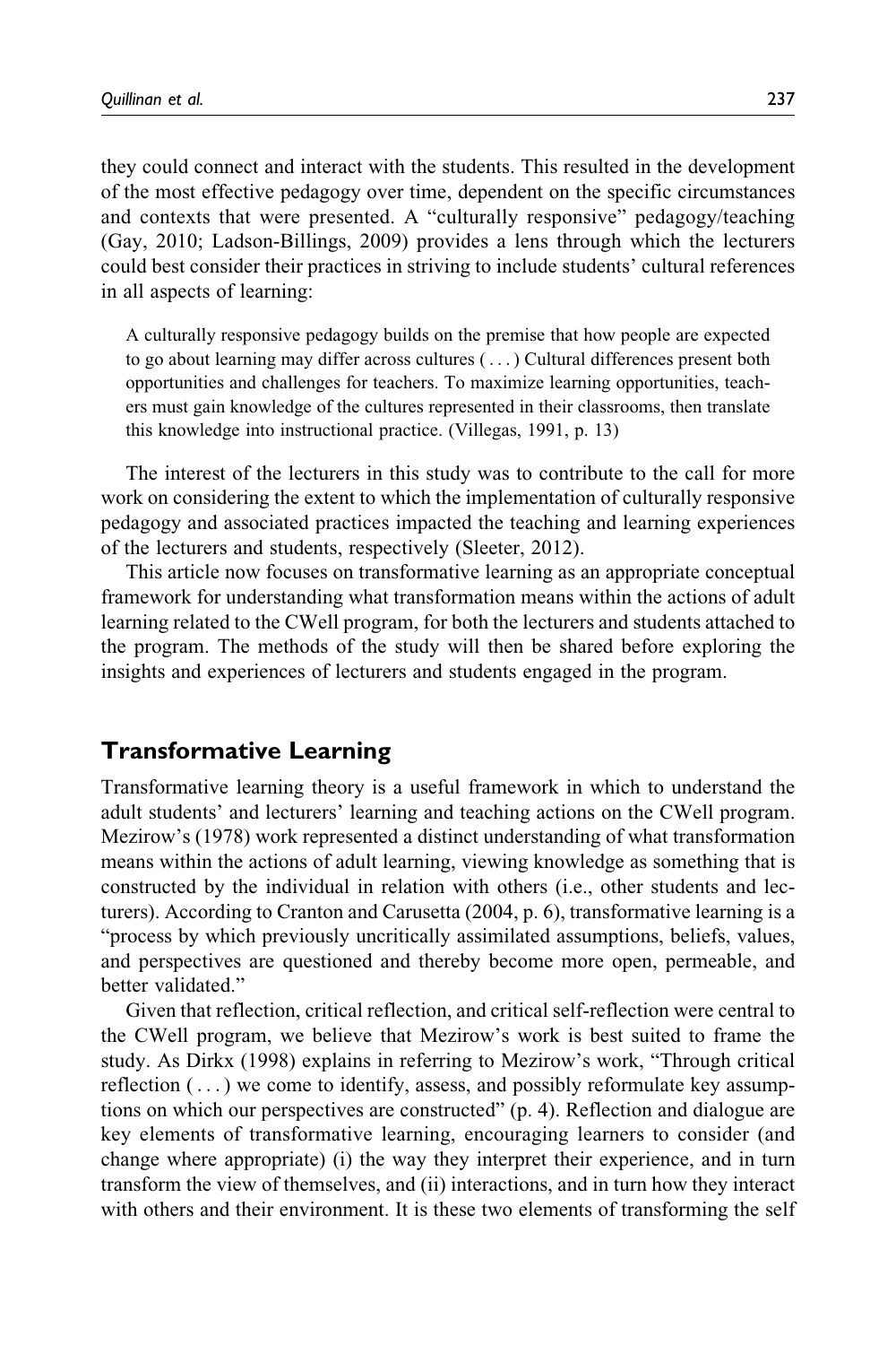they could connect and interact with the students. This resulted in the development of the most effective pedagogy over time, dependent on the specific circumstances and contexts that were presented. A "culturally responsive" pedagogy/teaching (Gay, 2010; Ladson-Billings, 2009) provides a lens through which the lecturers could best consider their practices in striving to include students' cultural references in all aspects of learning:

> A culturally responsive pedagogy builds on the premise that how people are expected to go about learning may differ across cultures (. . .) Cultural differences present both opportunities and challenges for teachers. To maximize learning opportunities, teachers must gain knowledge of the cultures represented in their classrooms, then translate this knowledge into instructional practice. (Villegas, 1991, p. 13)

The interest of the lecturers in this study was to contribute to the call for more work on considering the extent to which the implementation of culturally responsive pedagogy and associated practices impacted the teaching and learning experiences of the lecturers and students, respectively (Sleeter, 2012).

This article now focuses on transformative learning as an appropriate conceptual framework for understanding what transformation means within the actions of adult learning related to the CWell program, for both the lecturers and students attached to the program. The methods of the study will then be shared before exploring the insights and experiences of lecturers and students engaged in the program.

## Transformative Learning

Transformative learning theory is a useful framework in which to understand the adult students' and lecturers' learning and teaching actions on the CWell program. Mezirow's (1978) work represented a distinct understanding of what transformation means within the actions of adult learning, viewing knowledge as something that is constructed by the individual in relation with others (i.e., other students and lecturers). According to Cranton and Carusetta (2004, p. 6), transformative learning is a "process by which previously uncritically assimilated assumptions, beliefs, values, and perspectives are questioned and thereby become more open, permeable, and better validated."

Given that reflection, critical reflection, and critical self-reflection were central to the CWell program, we believe that Mezirow's work is best suited to frame the study. As Dirkx (1998) explains in referring to Mezirow's work, "Through critical reflection (. . .) we come to identify, assess, and possibly reformulate key assumptions on which our perspectives are constructed" (p. 4). Reflection and dialogue are key elements of transformative learning, encouraging learners to consider (and change where appropriate) (i) the way they interpret their experience, and in turn transform the view of themselves, and (ii) interactions, and in turn how they interact with others and their environment. It is these two elements of transforming the self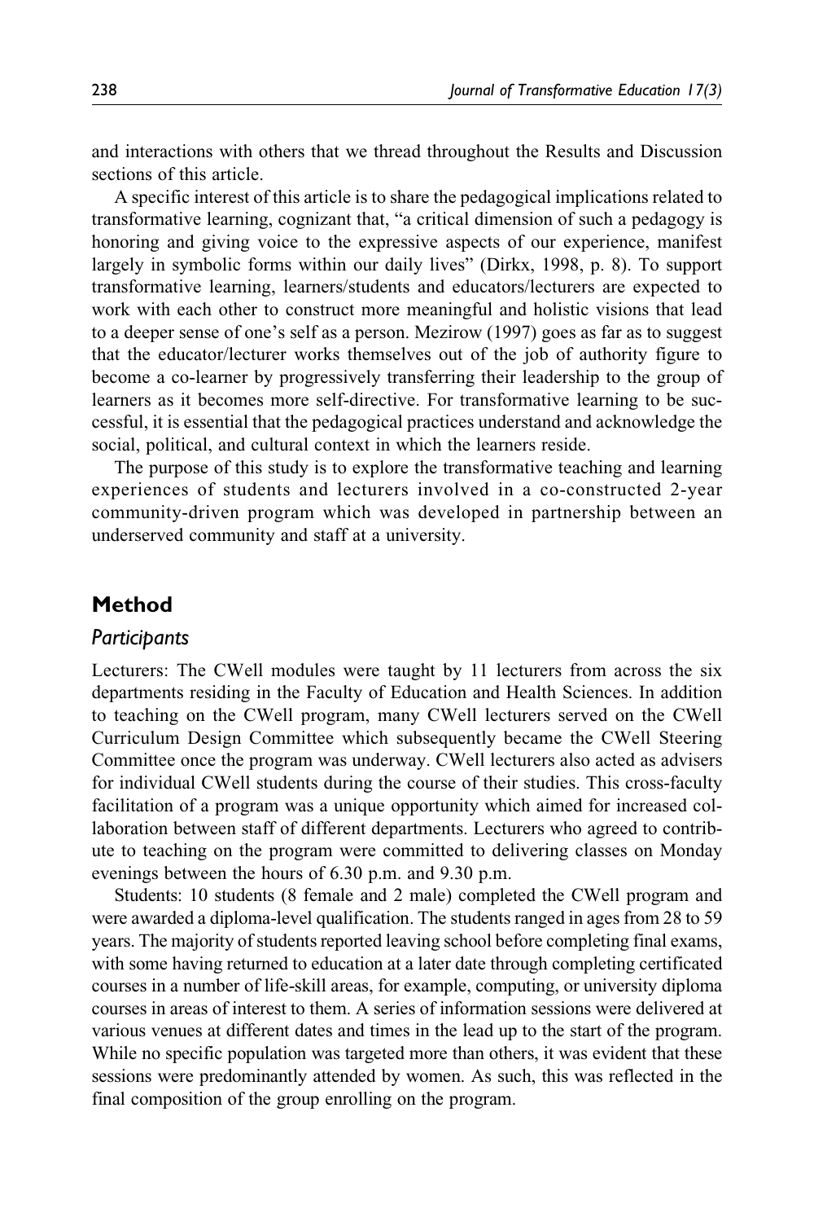and interactions with others that we thread throughout the Results and Discussion sections of this article.

A specific interest of this article is to share the pedagogical implications related to transformative learning, cognizant that, "a critical dimension of such a pedagogy is honoring and giving voice to the expressive aspects of our experience, manifest largely in symbolic forms within our daily lives" (Dirkx, 1998, p. 8). To support transformative learning, learners/students and educators/lecturers are expected to work with each other to construct more meaningful and holistic visions that lead to a deeper sense of one's self as a person. Mezirow (1997) goes as far as to suggest that the educator/lecturer works themselves out of the job of authority figure to become a co-learner by progressively transferring their leadership to the group of learners as it becomes more self-directive. For transformative learning to be successful, it is essential that the pedagogical practices understand and acknowledge the social, political, and cultural context in which the learners reside.

The purpose of this study is to explore the transformative teaching and learning experiences of students and lecturers involved in a co-constructed 2-year community-driven program which was developed in partnership between an underserved community and staff at a university.

## Method

### *Participants*

Lecturers: The CWell modules were taught by 11 lecturers from across the six departments residing in the Faculty of Education and Health Sciences. In addition to teaching on the CWell program, many CWell lecturers served on the CWell Curriculum Design Committee which subsequently became the CWell Steering Committee once the program was underway. CWell lecturers also acted as advisers for individual CWell students during the course of their studies. This cross-faculty facilitation of a program was a unique opportunity which aimed for increased collaboration between staff of different departments. Lecturers who agreed to contribute to teaching on the program were committed to delivering classes on Monday evenings between the hours of 6.30 p.m. and 9.30 p.m.

Students: 10 students (8 female and 2 male) completed the CWell program and were awarded a diploma-level qualification. The students ranged in ages from 28 to 59 years. The majority of students reported leaving school before completing final exams, with some having returned to education at a later date through completing certificated courses in a number of life-skill areas, for example, computing, or university diploma courses in areas of interest to them. A series of information sessions were delivered at various venues at different dates and times in the lead up to the start of the program. While no specific population was targeted more than others, it was evident that these sessions were predominantly attended by women. As such, this was reflected in the final composition of the group enrolling on the program.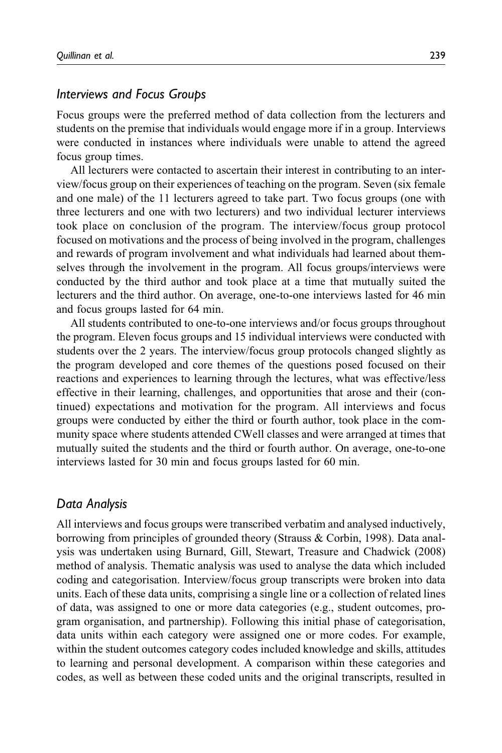## *Interviews and Focus Groups*

Focus groups were the preferred method of data collection from the lecturers and students on the premise that individuals would engage more if in a group. Interviews were conducted in instances where individuals were unable to attend the agreed focus group times.

All lecturers were contacted to ascertain their interest in contributing to an interview/focus group on their experiences of teaching on the program. Seven (six female and one male) of the 11 lecturers agreed to take part. Two focus groups (one with three lecturers and one with two lecturers) and two individual lecturer interviews took place on conclusion of the program. The interview/focus group protocol focused on motivations and the process of being involved in the program, challenges and rewards of program involvement and what individuals had learned about themselves through the involvement in the program. All focus groups/interviews were conducted by the third author and took place at a time that mutually suited the lecturers and the third author. On average, one-to-one interviews lasted for 46 min and focus groups lasted for 64 min.

All students contributed to one-to-one interviews and/or focus groups throughout the program. Eleven focus groups and 15 individual interviews were conducted with students over the 2 years. The interview/focus group protocols changed slightly as the program developed and core themes of the questions posed focused on their reactions and experiences to learning through the lectures, what was effective/less effective in their learning, challenges, and opportunities that arose and their (continued) expectations and motivation for the program. All interviews and focus groups were conducted by either the third or fourth author, took place in the community space where students attended CWell classes and were arranged at times that mutually suited the students and the third or fourth author. On average, one-to-one interviews lasted for 30 min and focus groups lasted for 60 min.

## *Data Analysis*

All interviews and focus groups were transcribed verbatim and analysed inductively, borrowing from principles of grounded theory (Strauss & Corbin, 1998). Data analysis was undertaken using Burnard, Gill, Stewart, Treasure and Chadwick (2008) method of analysis. Thematic analysis was used to analyse the data which included coding and categorisation. Interview/focus group transcripts were broken into data units. Each of these data units, comprising a single line or a collection of related lines of data, was assigned to one or more data categories (e.g., student outcomes, program organisation, and partnership). Following this initial phase of categorisation, data units within each category were assigned one or more codes. For example, within the student outcomes category codes included knowledge and skills, attitudes to learning and personal development. A comparison within these categories and codes, as well as between these coded units and the original transcripts, resulted in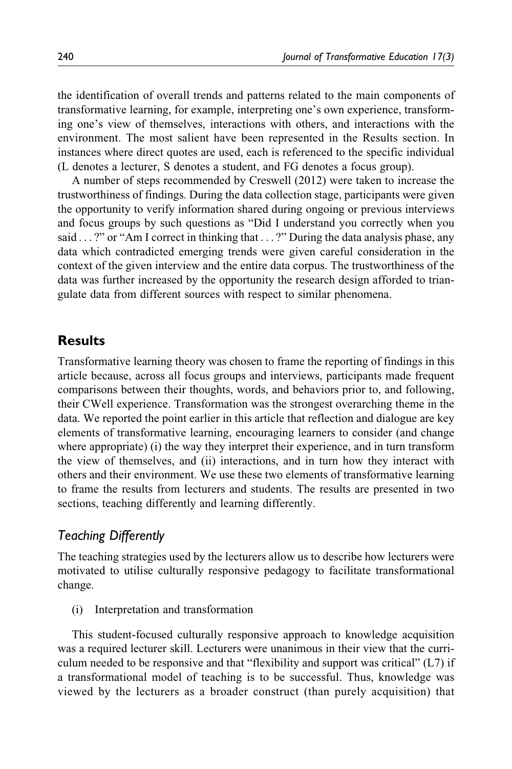the identification of overall trends and patterns related to the main components of transformative learning, for example, interpreting one's own experience, transforming one's view of themselves, interactions with others, and interactions with the environment. The most salient have been represented in the Results section. In instances where direct quotes are used, each is referenced to the specific individual (L denotes a lecturer, S denotes a student, and FG denotes a focus group).

A number of steps recommended by Creswell (2012) were taken to increase the trustworthiness of findings. During the data collection stage, participants were given the opportunity to verify information shared during ongoing or previous interviews and focus groups by such questions as "Did I understand you correctly when you said . . . ?" or "Am I correct in thinking that . . . ?" During the data analysis phase, any data which contradicted emerging trends were given careful consideration in the context of the given interview and the entire data corpus. The trustworthiness of the data was further increased by the opportunity the research design afforded to triangulate data from different sources with respect to similar phenomena.

## Results

Transformative learning theory was chosen to frame the reporting of findings in this article because, across all focus groups and interviews, participants made frequent comparisons between their thoughts, words, and behaviors prior to, and following, their CWell experience. Transformation was the strongest overarching theme in the data. We reported the point earlier in this article that reflection and dialogue are key elements of transformative learning, encouraging learners to consider (and change where appropriate) (i) the way they interpret their experience, and in turn transform the view of themselves, and (ii) interactions, and in turn how they interact with others and their environment. We use these two elements of transformative learning to frame the results from lecturers and students. The results are presented in two sections, teaching differently and learning differently.

### *Teaching Differently*

The teaching strategies used by the lecturers allow us to describe how lecturers were motivated to utilise culturally responsive pedagogy to facilitate transformational change.

(i) Interpretation and transformation

This student-focused culturally responsive approach to knowledge acquisition was a required lecturer skill. Lecturers were unanimous in their view that the curriculum needed to be responsive and that "flexibility and support was critical" (L7) if a transformational model of teaching is to be successful. Thus, knowledge was viewed by the lecturers as a broader construct (than purely acquisition) that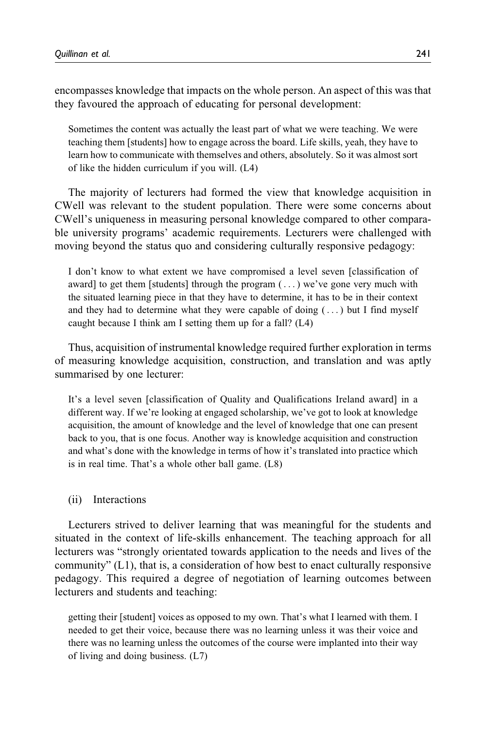encompasses knowledge that impacts on the whole person. An aspect of this was that they favoured the approach of educating for personal development:

> Sometimes the content was actually the least part of what we were teaching. We were teaching them [students] how to engage across the board. Life skills, yeah, they have to learn how to communicate with themselves and others, absolutely. So it was almost sort of like the hidden curriculum if you will. (L4)

The majority of lecturers had formed the view that knowledge acquisition in CWell was relevant to the student population. There were some concerns about CWell's uniqueness in measuring personal knowledge compared to other comparable university programs' academic requirements. Lecturers were challenged with moving beyond the status quo and considering culturally responsive pedagogy:

> I don't know to what extent we have compromised a level seven [classification of award] to get them [students] through the program ( . . . ) we've gone very much with the situated learning piece in that they have to determine, it has to be in their context and they had to determine what they were capable of doing ( . . . ) but I find myself caught because I think am I setting them up for a fall? (L4)

Thus, acquisition of instrumental knowledge required further exploration in terms of measuring knowledge acquisition, construction, and translation and was aptly summarised by one lecturer:

> It's a level seven [classification of Quality and Qualifications Ireland award] in a different way. If we're looking at engaged scholarship, we've got to look at knowledge acquisition, the amount of knowledge and the level of knowledge that one can present back to you, that is one focus. Another way is knowledge acquisition and construction and what's done with the knowledge in terms of how it's translated into practice which is in real time. That's a whole other ball game. (L8)

(ii) Interactions

Lecturers strived to deliver learning that was meaningful for the students and situated in the context of life-skills enhancement. The teaching approach for all lecturers was "strongly orientated towards application to the needs and lives of the community" (L1), that is, a consideration of how best to enact culturally responsive pedagogy. This required a degree of negotiation of learning outcomes between lecturers and students and teaching:

> getting their [student] voices as opposed to my own. That's what I learned with them. I needed to get their voice, because there was no learning unless it was their voice and there was no learning unless the outcomes of the course were implanted into their way of living and doing business. (L7)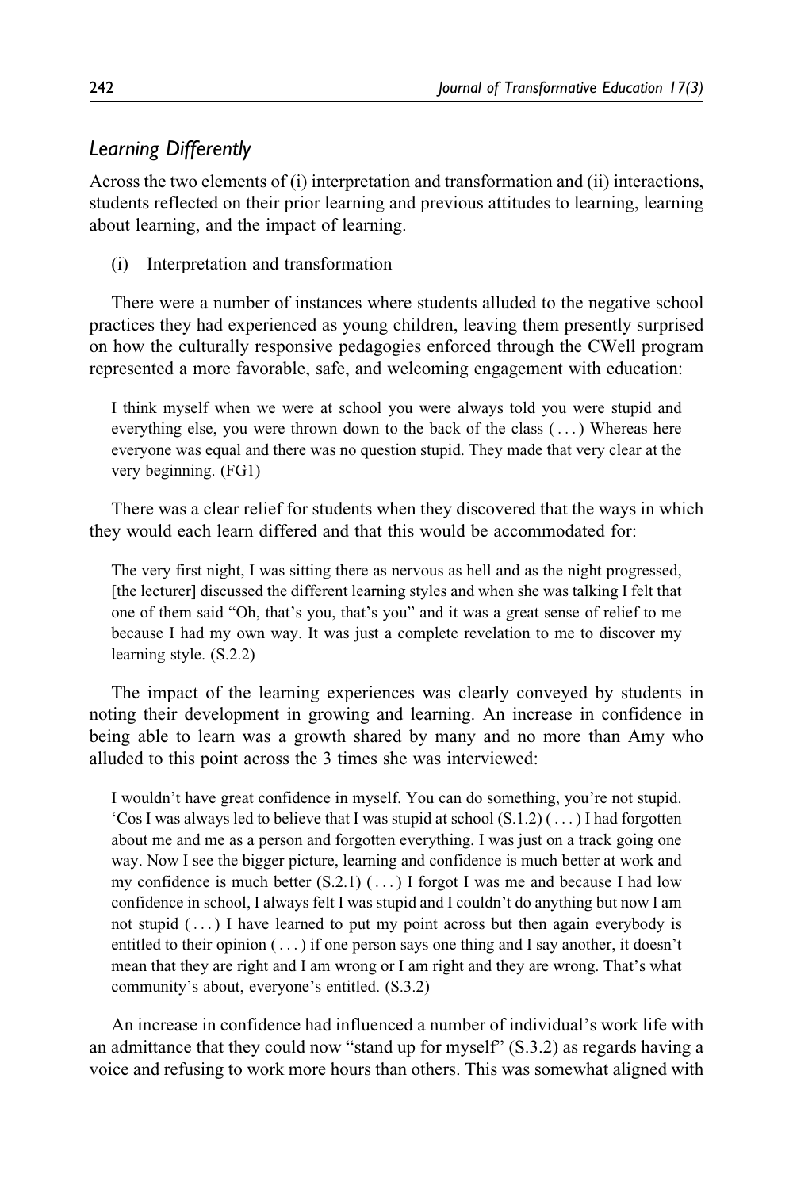## *Learning Differently*

Across the two elements of (i) interpretation and transformation and (ii) interactions, students reflected on their prior learning and previous attitudes to learning, learning about learning, and the impact of learning.

(i) Interpretation and transformation

There were a number of instances where students alluded to the negative school practices they had experienced as young children, leaving them presently surprised on how the culturally responsive pedagogies enforced through the CWell program represented a more favorable, safe, and welcoming engagement with education:

> I think myself when we were at school you were always told you were stupid and everything else, you were thrown down to the back of the class ( . . . ) Whereas here everyone was equal and there was no question stupid. They made that very clear at the very beginning. (FG1)

There was a clear relief for students when they discovered that the ways in which they would each learn differed and that this would be accommodated for:

> The very first night, I was sitting there as nervous as hell and as the night progressed, [the lecturer] discussed the different learning styles and when she was talking I felt that one of them said "Oh, that's you, that's you" and it was a great sense of relief to me because I had my own way. It was just a complete revelation to me to discover my learning style. (S.2.2)

The impact of the learning experiences was clearly conveyed by students in noting their development in growing and learning. An increase in confidence in being able to learn was a growth shared by many and no more than Amy who alluded to this point across the 3 times she was interviewed:

> I wouldn't have great confidence in myself. You can do something, you're not stupid. 'Cos I was always led to believe that I was stupid at school (S.1.2) ( . . . ) I had forgotten about me and me as a person and forgotten everything. I was just on a track going one way. Now I see the bigger picture, learning and confidence is much better at work and my confidence is much better (S.2.1) ( . . . ) I forgot I was me and because I had low confidence in school, I always felt I was stupid and I couldn't do anything but now I am not stupid ( . . . ) I have learned to put my point across but then again everybody is entitled to their opinion ( . . . ) if one person says one thing and I say another, it doesn't mean that they are right and I am wrong or I am right and they are wrong. That's what community's about, everyone's entitled. (S.3.2)

An increase in confidence had influenced a number of individual's work life with an admittance that they could now "stand up for myself" (S.3.2) as regards having a voice and refusing to work more hours than others. This was somewhat aligned with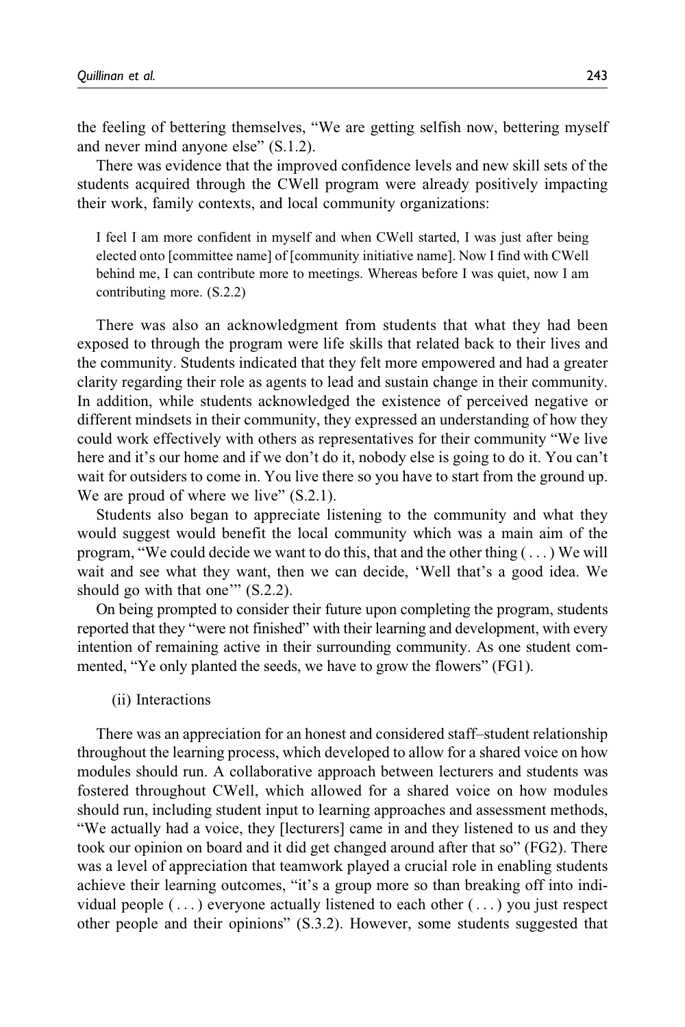the feeling of bettering themselves, "We are getting selfish now, bettering myself and never mind anyone else" (S.1.2).

There was evidence that the improved confidence levels and new skill sets of the students acquired through the CWell program were already positively impacting their work, family contexts, and local community organizations:

> I feel I am more confident in myself and when CWell started, I was just after being elected onto [committee name] of [community initiative name]. Now I find with CWell behind me, I can contribute more to meetings. Whereas before I was quiet, now I am contributing more. (S.2.2)

There was also an acknowledgment from students that what they had been exposed to through the program were life skills that related back to their lives and the community. Students indicated that they felt more empowered and had a greater clarity regarding their role as agents to lead and sustain change in their community. In addition, while students acknowledged the existence of perceived negative or different mindsets in their community, they expressed an understanding of how they could work effectively with others as representatives for their community "We live here and it's our home and if we don't do it, nobody else is going to do it. You can't wait for outsiders to come in. You live there so you have to start from the ground up. We are proud of where we live" (S.2.1).

Students also began to appreciate listening to the community and what they would suggest would benefit the local community which was a main aim of the program, "We could decide we want to do this, that and the other thing ( . . . ) We will wait and see what they want, then we can decide, 'Well that's a good idea. We should go with that one'" (S.2.2).

On being prompted to consider their future upon completing the program, students reported that they "were not finished" with their learning and development, with every intention of remaining active in their surrounding community. As one student commented, "Ye only planted the seeds, we have to grow the flowers" (FG1).

(ii) Interactions

There was an appreciation for an honest and considered staff–student relationship throughout the learning process, which developed to allow for a shared voice on how modules should run. A collaborative approach between lecturers and students was fostered throughout CWell, which allowed for a shared voice on how modules should run, including student input to learning approaches and assessment methods, "We actually had a voice, they [lecturers] came in and they listened to us and they took our opinion on board and it did get changed around after that so" (FG2). There was a level of appreciation that teamwork played a crucial role in enabling students achieve their learning outcomes, "it's a group more so than breaking off into individual people ( . . . ) everyone actually listened to each other ( . . . ) you just respect other people and their opinions" (S.3.2). However, some students suggested that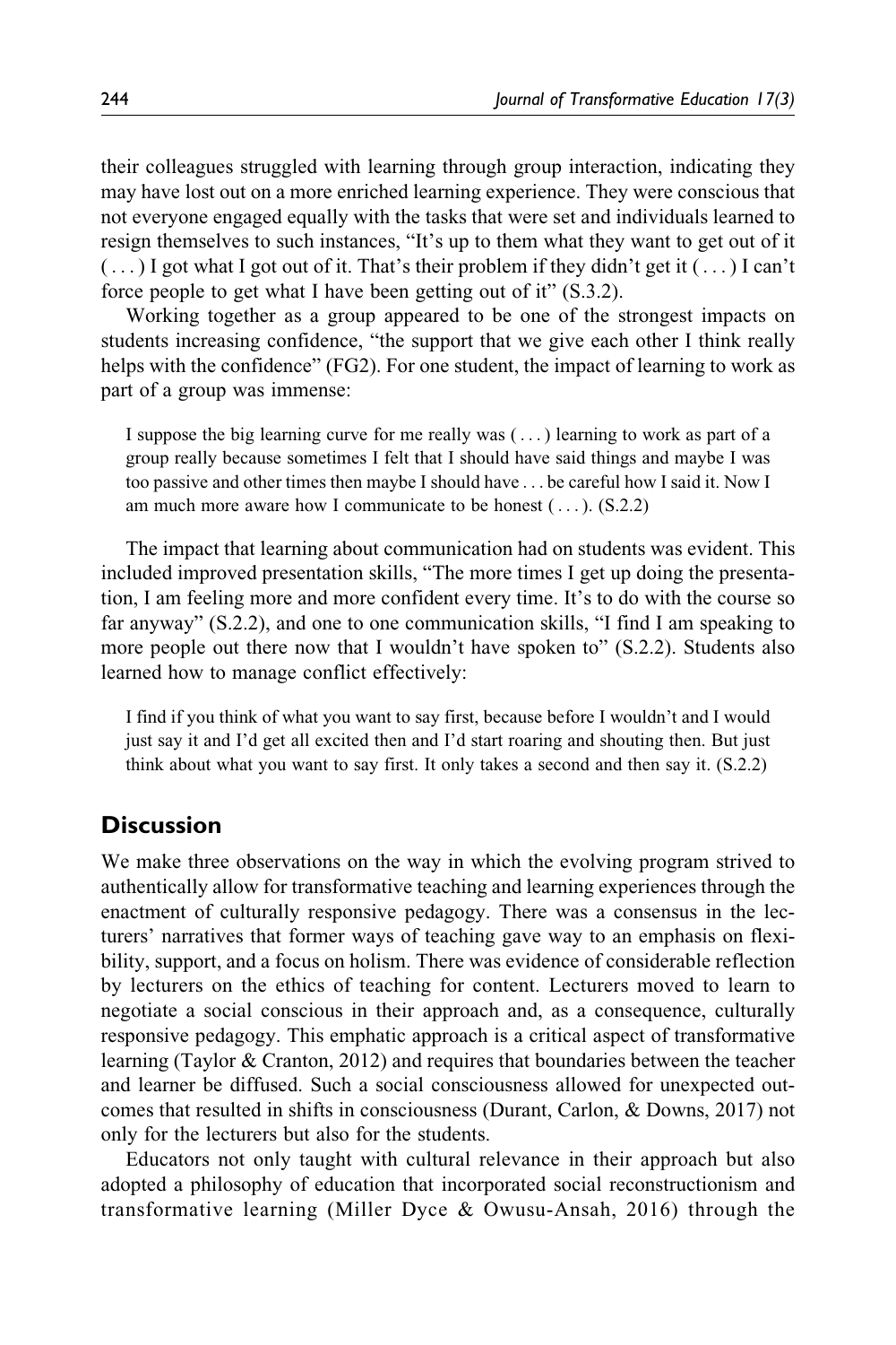their colleagues struggled with learning through group interaction, indicating they may have lost out on a more enriched learning experience. They were conscious that not everyone engaged equally with the tasks that were set and individuals learned to resign themselves to such instances, "It's up to them what they want to get out of it ( . . . ) I got what I got out of it. That's their problem if they didn't get it ( . . . ) I can't force people to get what I have been getting out of it" (S.3.2).

Working together as a group appeared to be one of the strongest impacts on students increasing confidence, "the support that we give each other I think really helps with the confidence" (FG2). For one student, the impact of learning to work as part of a group was immense:

> I suppose the big learning curve for me really was ( . . . ) learning to work as part of a group really because sometimes I felt that I should have said things and maybe I was too passive and other times then maybe I should have . . . be careful how I said it. Now I am much more aware how I communicate to be honest ( . . . ). (S.2.2)

The impact that learning about communication had on students was evident. This included improved presentation skills, "The more times I get up doing the presentation, I am feeling more and more confident every time. It's to do with the course so far anyway" (S.2.2), and one to one communication skills, "I find I am speaking to more people out there now that I wouldn't have spoken to" (S.2.2). Students also learned how to manage conflict effectively:

> I find if you think of what you want to say first, because before I wouldn't and I would just say it and I'd get all excited then and I'd start roaring and shouting then. But just think about what you want to say first. It only takes a second and then say it. (S.2.2)

## Discussion

We make three observations on the way in which the evolving program strived to authentically allow for transformative teaching and learning experiences through the enactment of culturally responsive pedagogy. There was a consensus in the lecturers' narratives that former ways of teaching gave way to an emphasis on flexibility, support, and a focus on holism. There was evidence of considerable reflection by lecturers on the ethics of teaching for content. Lecturers moved to learn to negotiate a social conscious in their approach and, as a consequence, culturally responsive pedagogy. This emphatic approach is a critical aspect of transformative learning (Taylor & Cranton, 2012) and requires that boundaries between the teacher and learner be diffused. Such a social consciousness allowed for unexpected outcomes that resulted in shifts in consciousness (Durant, Carlon, & Downs, 2017) not only for the lecturers but also for the students.

Educators not only taught with cultural relevance in their approach but also adopted a philosophy of education that incorporated social reconstructionism and transformative learning (Miller Dyce & Owusu-Ansah, 2016) through the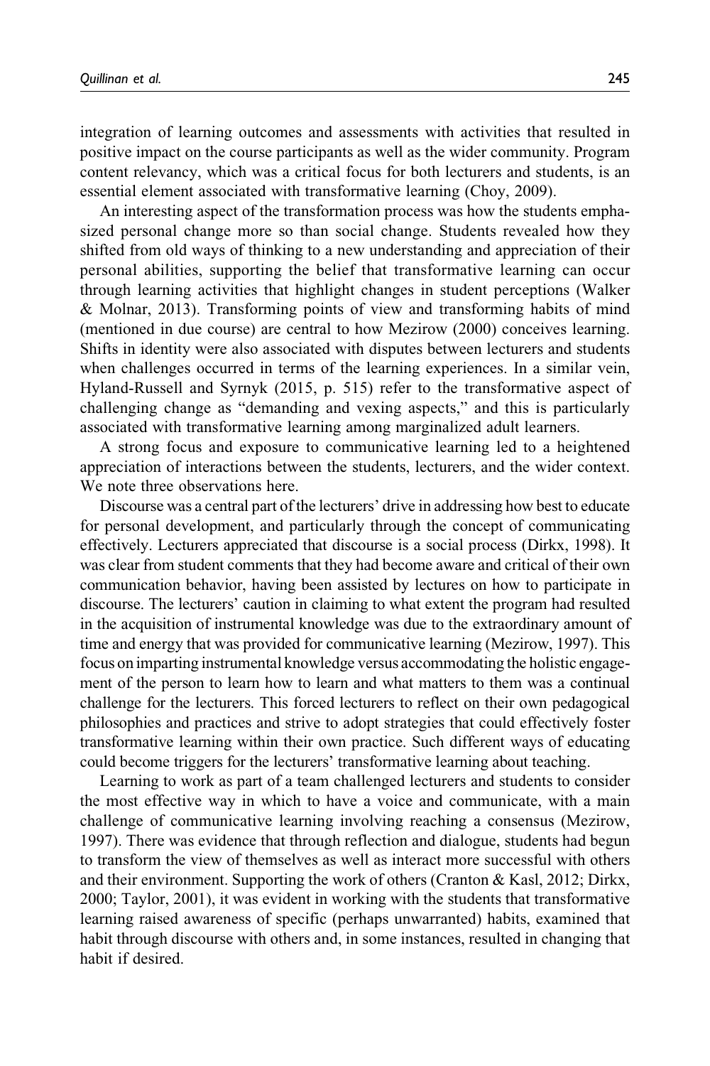integration of learning outcomes and assessments with activities that resulted in positive impact on the course participants as well as the wider community. Program content relevancy, which was a critical focus for both lecturers and students, is an essential element associated with transformative learning (Choy, 2009).

An interesting aspect of the transformation process was how the students emphasized personal change more so than social change. Students revealed how they shifted from old ways of thinking to a new understanding and appreciation of their personal abilities, supporting the belief that transformative learning can occur through learning activities that highlight changes in student perceptions (Walker & Molnar, 2013). Transforming points of view and transforming habits of mind (mentioned in due course) are central to how Mezirow (2000) conceives learning. Shifts in identity were also associated with disputes between lecturers and students when challenges occurred in terms of the learning experiences. In a similar vein, Hyland-Russell and Syrnyk (2015, p. 515) refer to the transformative aspect of challenging change as "demanding and vexing aspects," and this is particularly associated with transformative learning among marginalized adult learners.

A strong focus and exposure to communicative learning led to a heightened appreciation of interactions between the students, lecturers, and the wider context. We note three observations here.

Discourse was a central part of the lecturers' drive in addressing how best to educate for personal development, and particularly through the concept of communicating effectively. Lecturers appreciated that discourse is a social process (Dirkx, 1998). It was clear from student comments that they had become aware and critical of their own communication behavior, having been assisted by lectures on how to participate in discourse. The lecturers' caution in claiming to what extent the program had resulted in the acquisition of instrumental knowledge was due to the extraordinary amount of time and energy that was provided for communicative learning (Mezirow, 1997). This focus on imparting instrumental knowledge versus accommodating the holistic engagement of the person to learn how to learn and what matters to them was a continual challenge for the lecturers. This forced lecturers to reflect on their own pedagogical philosophies and practices and strive to adopt strategies that could effectively foster transformative learning within their own practice. Such different ways of educating could become triggers for the lecturers' transformative learning about teaching.

Learning to work as part of a team challenged lecturers and students to consider the most effective way in which to have a voice and communicate, with a main challenge of communicative learning involving reaching a consensus (Mezirow, 1997). There was evidence that through reflection and dialogue, students had begun to transform the view of themselves as well as interact more successful with others and their environment. Supporting the work of others (Cranton & Kasl, 2012; Dirkx, 2000; Taylor, 2001), it was evident in working with the students that transformative learning raised awareness of specific (perhaps unwarranted) habits, examined that habit through discourse with others and, in some instances, resulted in changing that habit if desired.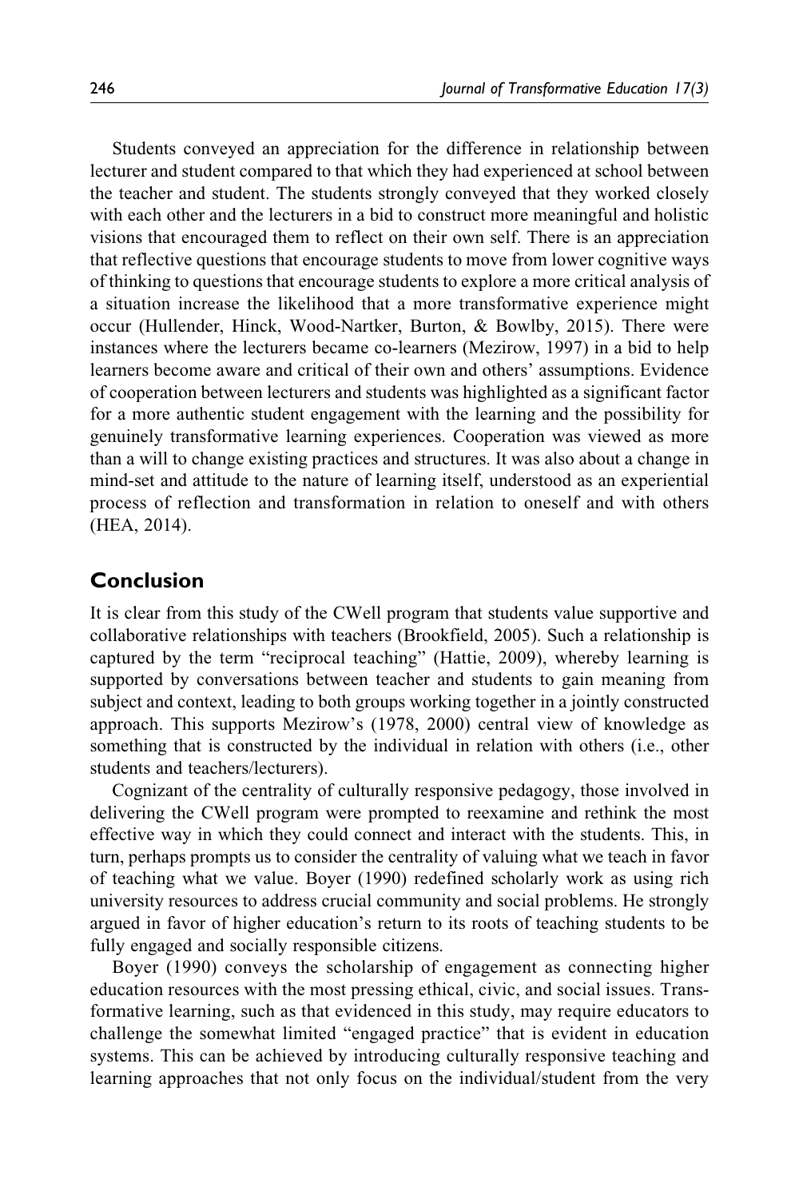Students conveyed an appreciation for the difference in relationship between lecturer and student compared to that which they had experienced at school between the teacher and student. The students strongly conveyed that they worked closely with each other and the lecturers in a bid to construct more meaningful and holistic visions that encouraged them to reflect on their own self. There is an appreciation that reflective questions that encourage students to move from lower cognitive ways of thinking to questions that encourage students to explore a more critical analysis of a situation increase the likelihood that a more transformative experience might occur (Hullender, Hinck, Wood-Nartker, Burton, & Bowlby, 2015). There were instances where the lecturers became co-learners (Mezirow, 1997) in a bid to help learners become aware and critical of their own and others' assumptions. Evidence of cooperation between lecturers and students was highlighted as a significant factor for a more authentic student engagement with the learning and the possibility for genuinely transformative learning experiences. Cooperation was viewed as more than a will to change existing practices and structures. It was also about a change in mind-set and attitude to the nature of learning itself, understood as an experiential process of reflection and transformation in relation to oneself and with others (HEA, 2014).

## Conclusion

It is clear from this study of the CWell program that students value supportive and collaborative relationships with teachers (Brookfield, 2005). Such a relationship is captured by the term "reciprocal teaching" (Hattie, 2009), whereby learning is supported by conversations between teacher and students to gain meaning from subject and context, leading to both groups working together in a jointly constructed approach. This supports Mezirow's (1978, 2000) central view of knowledge as something that is constructed by the individual in relation with others (i.e., other students and teachers/lecturers).

Cognizant of the centrality of culturally responsive pedagogy, those involved in delivering the CWell program were prompted to reexamine and rethink the most effective way in which they could connect and interact with the students. This, in turn, perhaps prompts us to consider the centrality of valuing what we teach in favor of teaching what we value. Boyer (1990) redefined scholarly work as using rich university resources to address crucial community and social problems. He strongly argued in favor of higher education's return to its roots of teaching students to be fully engaged and socially responsible citizens.

Boyer (1990) conveys the scholarship of engagement as connecting higher education resources with the most pressing ethical, civic, and social issues. Transformative learning, such as that evidenced in this study, may require educators to challenge the somewhat limited "engaged practice" that is evident in education systems. This can be achieved by introducing culturally responsive teaching and learning approaches that not only focus on the individual/student from the very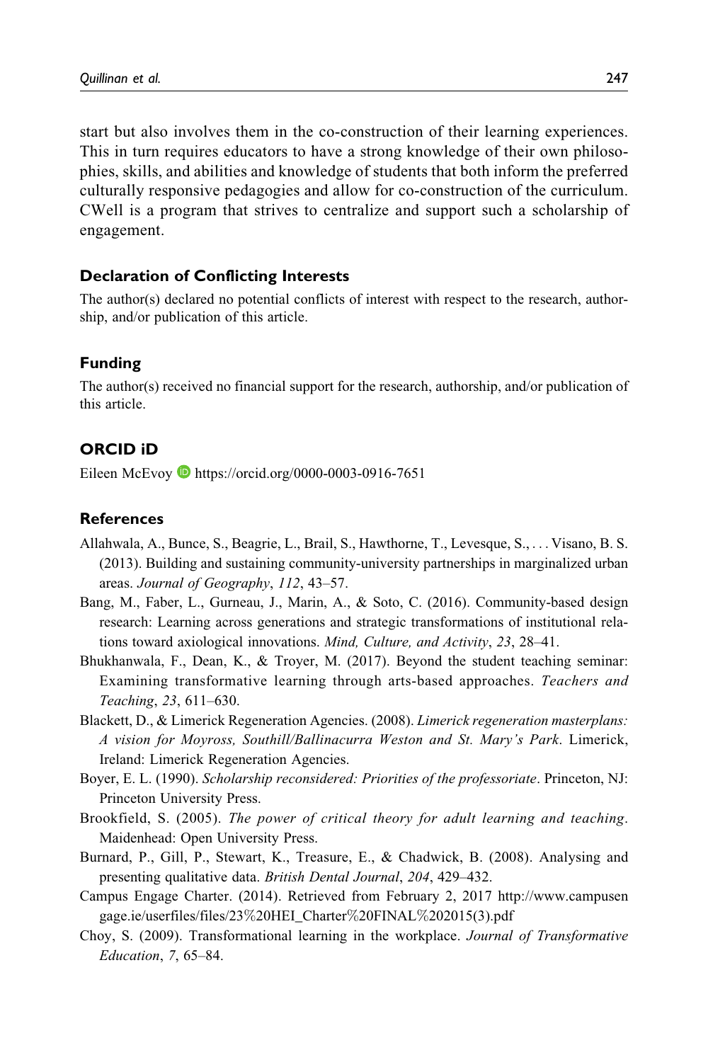start but also involves them in the co-construction of their learning experiences. This in turn requires educators to have a strong knowledge of their own philosophies, skills, and abilities and knowledge of students that both inform the preferred culturally responsive pedagogies and allow for co-construction of the curriculum. CWell is a program that strives to centralize and support such a scholarship of engagement.

## Declaration of Conflicting Interests

The author(s) declared no potential conflicts of interest with respect to the research, authorship, and/or publication of this article.

## Funding

The author(s) received no financial support for the research, authorship, and/or publication of this article.

## ORCID iD

Eileen McEvoy https://orcid.org/0000-0003-0916-7651

## References

Allahwala, A., Bunce, S., Beagrie, L., Brail, S., Hawthorne, T., Levesque, S., . . . Visano, B. S. (2013). Building and sustaining community-university partnerships in marginalized urban areas. *Journal of Geography*, *112*, 43–57.

Bang, M., Faber, L., Gurneau, J., Marin, A., & Soto, C. (2016). Community-based design research: Learning across generations and strategic transformations of institutional relations toward axiological innovations. *Mind, Culture, and Activity*, *23*, 28–41.

Bhukhanwala, F., Dean, K., & Troyer, M. (2017). Beyond the student teaching seminar: Examining transformative learning through arts-based approaches. *Teachers and Teaching*, *23*, 611–630.

Blackett, D., & Limerick Regeneration Agencies. (2008). *Limerick regeneration masterplans: A vision for Moyross, Southill/Ballinacurra Weston and St. Mary's Park*. Limerick, Ireland: Limerick Regeneration Agencies.

Boyer, E. L. (1990). *Scholarship reconsidered: Priorities of the professoriate*. Princeton, NJ: Princeton University Press.

Brookfield, S. (2005). *The power of critical theory for adult learning and teaching*. Maidenhead: Open University Press.

Burnard, P., Gill, P., Stewart, K., Treasure, E., & Chadwick, B. (2008). Analysing and presenting qualitative data. *British Dental Journal*, *204*, 429–432.

Campus Engage Charter. (2014). Retrieved from February 2, 2017 http://www.campusengage.ie/userfiles/files/23%20HEI_Charter%20FINAL%202015(3).pdf

Choy, S. (2009). Transformational learning in the workplace. *Journal of Transformative Education*, *7*, 65–84.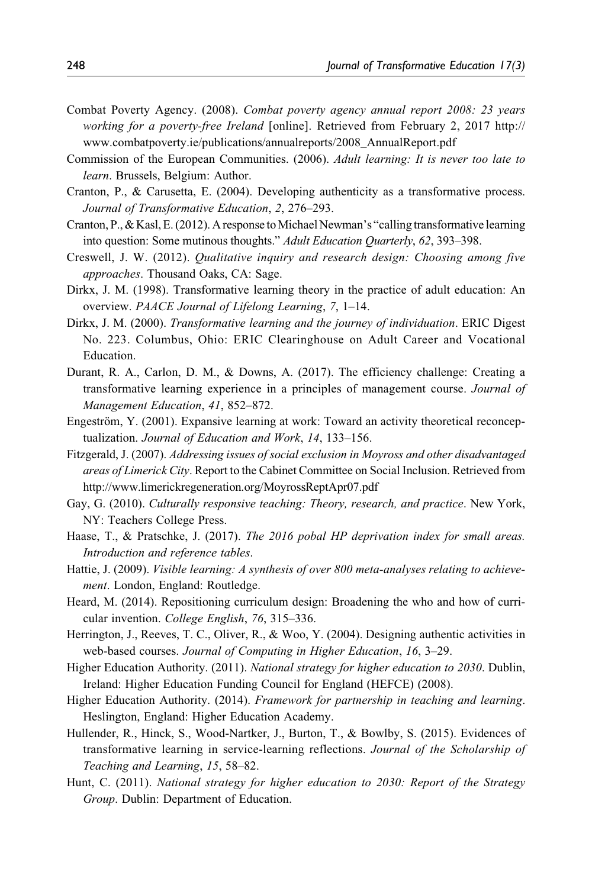Combat Poverty Agency. (2008). *Combat poverty agency annual report 2008: 23 years working for a poverty-free Ireland* [online]. Retrieved from February 2, 2017 http://www.combatpoverty.ie/publications/annualreports/2008_AnnualReport.pdf

Commission of the European Communities. (2006). *Adult learning: It is never too late to learn*. Brussels, Belgium: Author.

Cranton, P., & Carusetta, E. (2004). Developing authenticity as a transformative process. *Journal of Transformative Education*, *2*, 276–293.

Cranton, P., & Kasl, E. (2012). A response to Michael Newman's "calling transformative learning into question: Some mutinous thoughts." *Adult Education Quarterly*, *62*, 393–398.

Creswell, J. W. (2012). *Qualitative inquiry and research design: Choosing among five approaches*. Thousand Oaks, CA: Sage.

Dirkx, J. M. (1998). Transformative learning theory in the practice of adult education: An overview. *PAACE Journal of Lifelong Learning*, *7*, 1–14.

Dirkx, J. M. (2000). *Transformative learning and the journey of individuation*. ERIC Digest No. 223. Columbus, Ohio: ERIC Clearinghouse on Adult Career and Vocational Education.

Durant, R. A., Carlon, D. M., & Downs, A. (2017). The efficiency challenge: Creating a transformative learning experience in a principles of management course. *Journal of Management Education*, *41*, 852–872.

Engeström, Y. (2001). Expansive learning at work: Toward an activity theoretical reconceptualization. *Journal of Education and Work*, *14*, 133–156.

Fitzgerald, J. (2007). *Addressing issues of social exclusion in Moyross and other disadvantaged areas of Limerick City*. Report to the Cabinet Committee on Social Inclusion. Retrieved from http://www.limerickregeneration.org/MoyrossReptApr07.pdf

Gay, G. (2010). *Culturally responsive teaching: Theory, research, and practice*. New York, NY: Teachers College Press.

Haase, T., & Pratschke, J. (2017). *The 2016 pobal HP deprivation index for small areas. Introduction and reference tables*.

Hattie, J. (2009). *Visible learning: A synthesis of over 800 meta-analyses relating to achievement*. London, England: Routledge.

Heard, M. (2014). Repositioning curriculum design: Broadening the who and how of curricular invention. *College English*, *76*, 315–336.

Herrington, J., Reeves, T. C., Oliver, R., & Woo, Y. (2004). Designing authentic activities in web-based courses. *Journal of Computing in Higher Education*, *16*, 3–29.

Higher Education Authority. (2011). *National strategy for higher education to 2030*. Dublin, Ireland: Higher Education Funding Council for England (HEFCE) (2008).

Higher Education Authority. (2014). *Framework for partnership in teaching and learning*. Heslington, England: Higher Education Academy.

Hullender, R., Hinck, S., Wood-Nartker, J., Burton, T., & Bowlby, S. (2015). Evidences of transformative learning in service-learning reflections. *Journal of the Scholarship of Teaching and Learning*, *15*, 58–82.

Hunt, C. (2011). *National strategy for higher education to 2030: Report of the Strategy Group*. Dublin: Department of Education.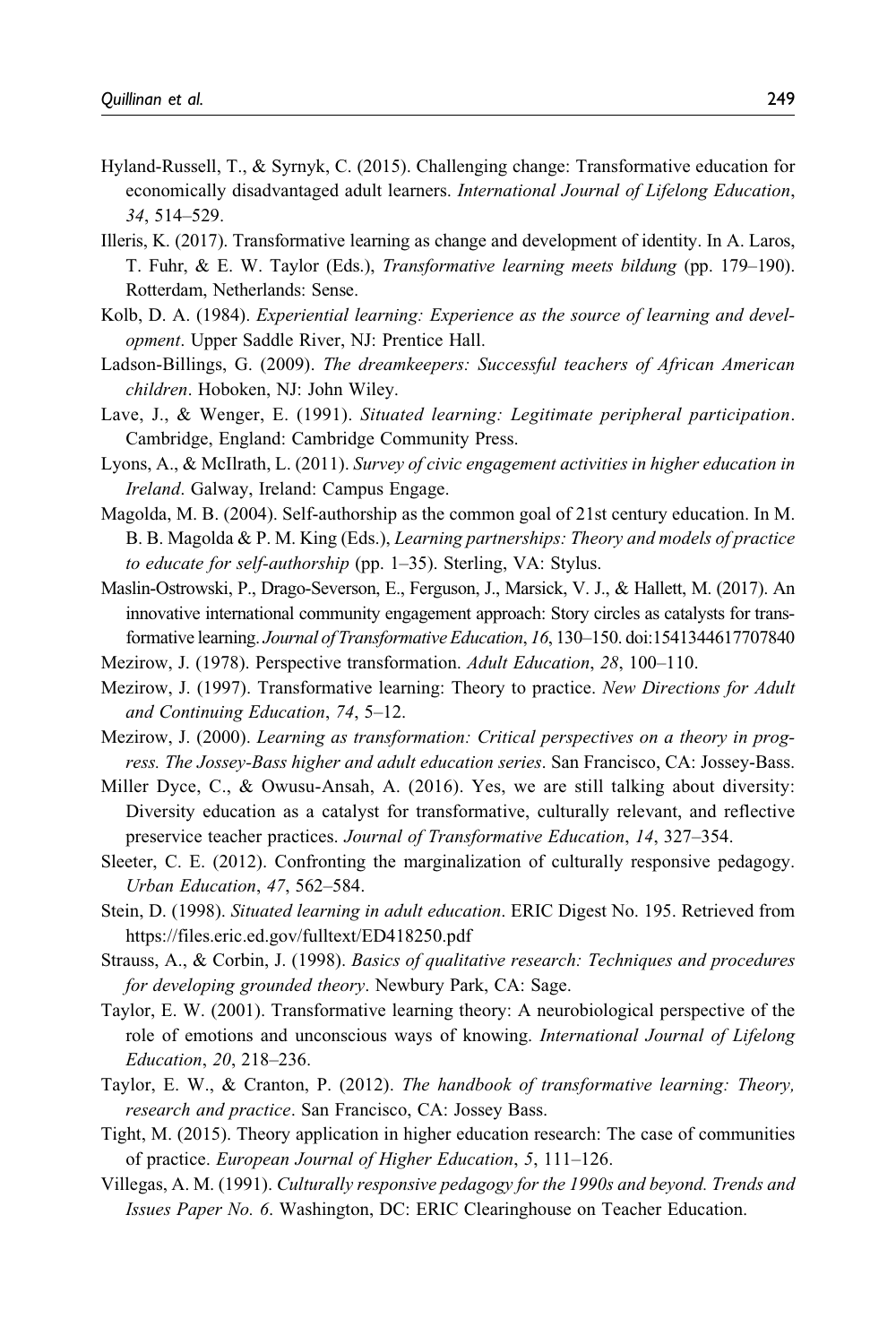Hyland-Russell, T., & Syrnyk, C. (2015). Challenging change: Transformative education for economically disadvantaged adult learners. *International Journal of Lifelong Education*, *34*, 514–529.

Illeris, K. (2017). Transformative learning as change and development of identity. In A. Laros, T. Fuhr, & E. W. Taylor (Eds.), *Transformative learning meets bildung* (pp. 179–190). Rotterdam, Netherlands: Sense.

Kolb, D. A. (1984). *Experiential learning: Experience as the source of learning and development*. Upper Saddle River, NJ: Prentice Hall.

Ladson-Billings, G. (2009). *The dreamkeepers: Successful teachers of African American children*. Hoboken, NJ: John Wiley.

Lave, J., & Wenger, E. (1991). *Situated learning: Legitimate peripheral participation*. Cambridge, England: Cambridge Community Press.

Lyons, A., & McIlrath, L. (2011). *Survey of civic engagement activities in higher education in Ireland*. Galway, Ireland: Campus Engage.

Magolda, M. B. (2004). Self-authorship as the common goal of 21st century education. In M. B. B. Magolda & P. M. King (Eds.), *Learning partnerships: Theory and models of practice to educate for self-authorship* (pp. 1–35). Sterling, VA: Stylus.

Maslin-Ostrowski, P., Drago-Severson, E., Ferguson, J., Marsick, V. J., & Hallett, M. (2017). An innovative international community engagement approach: Story circles as catalysts for transformative learning. *Journal of Transformative Education*, *16*, 130–150. doi:1541344617707840

Mezirow, J. (1978). Perspective transformation. *Adult Education*, *28*, 100–110.

Mezirow, J. (1997). Transformative learning: Theory to practice. *New Directions for Adult and Continuing Education*, *74*, 5–12.

Mezirow, J. (2000). *Learning as transformation: Critical perspectives on a theory in progress. The Jossey-Bass higher and adult education series*. San Francisco, CA: Jossey-Bass.

Miller Dyce, C., & Owusu-Ansah, A. (2016). Yes, we are still talking about diversity: Diversity education as a catalyst for transformative, culturally relevant, and reflective preservice teacher practices. *Journal of Transformative Education*, *14*, 327–354.

Sleeter, C. E. (2012). Confronting the marginalization of culturally responsive pedagogy. *Urban Education*, *47*, 562–584.

Stein, D. (1998). *Situated learning in adult education*. ERIC Digest No. 195. Retrieved from https://files.eric.ed.gov/fulltext/ED418250.pdf

Strauss, A., & Corbin, J. (1998). *Basics of qualitative research: Techniques and procedures for developing grounded theory*. Newbury Park, CA: Sage.

Taylor, E. W. (2001). Transformative learning theory: A neurobiological perspective of the role of emotions and unconscious ways of knowing. *International Journal of Lifelong Education*, *20*, 218–236.

Taylor, E. W., & Cranton, P. (2012). *The handbook of transformative learning: Theory, research and practice*. San Francisco, CA: Jossey Bass.

Tight, M. (2015). Theory application in higher education research: The case of communities of practice. *European Journal of Higher Education*, *5*, 111–126.

Villegas, A. M. (1991). *Culturally responsive pedagogy for the 1990s and beyond. Trends and Issues Paper No. 6*. Washington, DC: ERIC Clearinghouse on Teacher Education.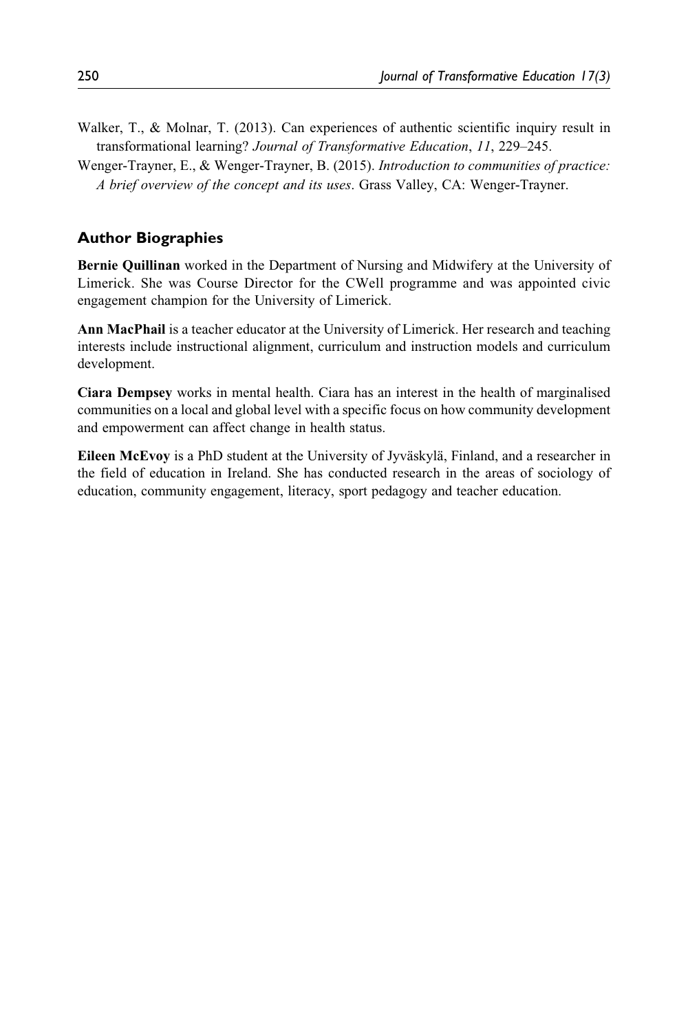Walker, T., & Molnar, T. (2013). Can experiences of authentic scientific inquiry result in transformational learning? *Journal of Transformative Education*, *11*, 229–245.

Wenger-Trayner, E., & Wenger-Trayner, B. (2015). *Introduction to communities of practice: A brief overview of the concept and its uses*. Grass Valley, CA: Wenger-Trayner.

## Author Biographies

**Bernie Quillinan** worked in the Department of Nursing and Midwifery at the University of Limerick. She was Course Director for the CWell programme and was appointed civic engagement champion for the University of Limerick.

**Ann MacPhail** is a teacher educator at the University of Limerick. Her research and teaching interests include instructional alignment, curriculum and instruction models and curriculum development.

**Ciara Dempsey** works in mental health. Ciara has an interest in the health of marginalised communities on a local and global level with a specific focus on how community development and empowerment can affect change in health status.

**Eileen McEvoy** is a PhD student at the University of Jyväskylä, Finland, and a researcher in the field of education in Ireland. She has conducted research in the areas of sociology of education, community engagement, literacy, sport pedagogy and teacher education.